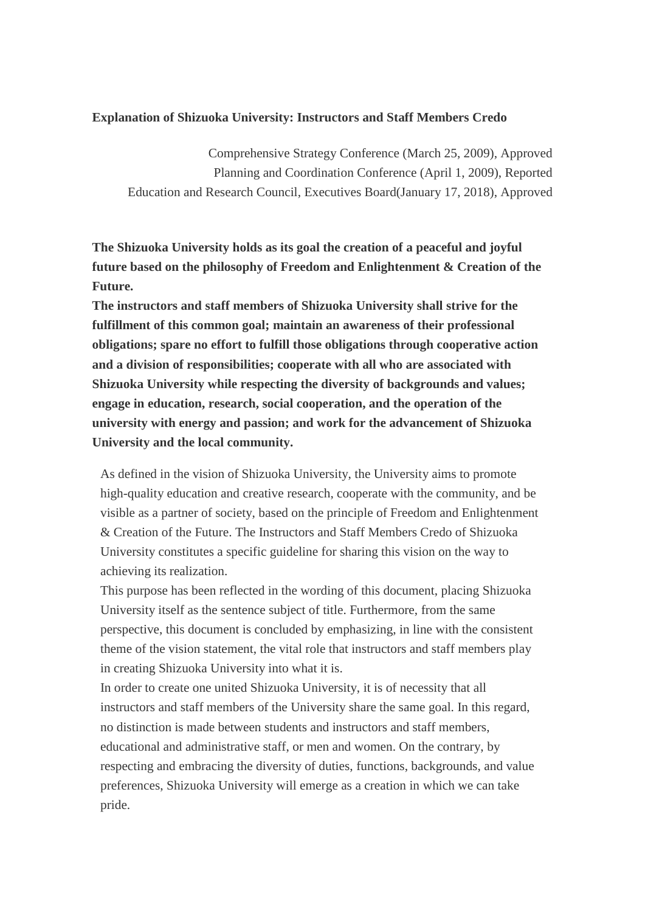**Explanation of Shizuoka University: Instructors and Staff Members Credo**

Comprehensive Strategy Conference (March 25, 2009), Approved
Planning and Coordination Conference (April 1, 2009), Reported
Education and Research Council, Executives Board(January 17, 2018), Approved

**The Shizuoka University holds as its goal the creation of a peaceful and joyful future based on the philosophy of Freedom and Enlightenment & Creation of the Future.**
**The instructors and staff members of Shizuoka University shall strive for the fulfillment of this common goal; maintain an awareness of their professional obligations; spare no effort to fulfill those obligations through cooperative action and a division of responsibilities; cooperate with all who are associated with Shizuoka University while respecting the diversity of backgrounds and values; engage in education, research, social cooperation, and the operation of the university with energy and passion; and work for the advancement of Shizuoka University and the local community.**

As defined in the vision of Shizuoka University, the University aims to promote high-quality education and creative research, cooperate with the community, and be visible as a partner of society, based on the principle of Freedom and Enlightenment & Creation of the Future. The Instructors and Staff Members Credo of Shizuoka University constitutes a specific guideline for sharing this vision on the way to achieving its realization.
This purpose has been reflected in the wording of this document, placing Shizuoka University itself as the sentence subject of title. Furthermore, from the same perspective, this document is concluded by emphasizing, in line with the consistent theme of the vision statement, the vital role that instructors and staff members play in creating Shizuoka University into what it is.
In order to create one united Shizuoka University, it is of necessity that all instructors and staff members of the University share the same goal. In this regard, no distinction is made between students and instructors and staff members, educational and administrative staff, or men and women. On the contrary, by respecting and embracing the diversity of duties, functions, backgrounds, and value preferences, Shizuoka University will emerge as a creation in which we can take pride.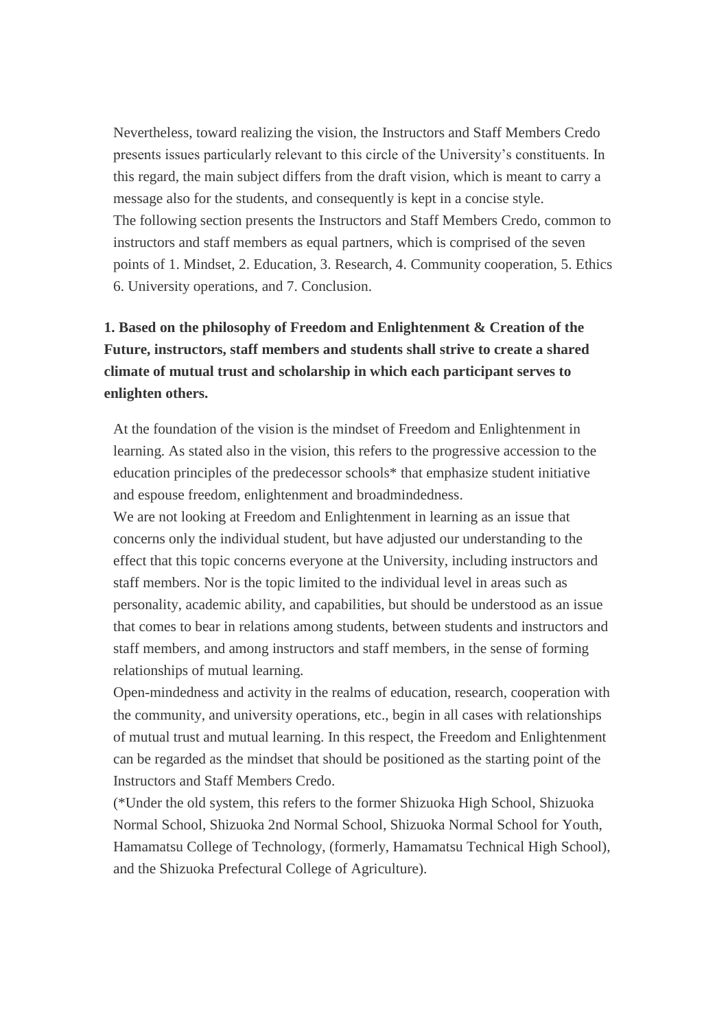Nevertheless, toward realizing the vision, the Instructors and Staff Members Credo presents issues particularly relevant to this circle of the University's constituents. In this regard, the main subject differs from the draft vision, which is meant to carry a message also for the students, and consequently is kept in a concise style.

The following section presents the Instructors and Staff Members Credo, common to instructors and staff members as equal partners, which is comprised of the seven points of 1. Mindset, 2. Education, 3. Research, 4. Community cooperation, 5. Ethics 6. University operations, and 7. Conclusion.

**1. Based on the philosophy of Freedom and Enlightenment & Creation of the Future, instructors, staff members and students shall strive to create a shared climate of mutual trust and scholarship in which each participant serves to enlighten others.**

At the foundation of the vision is the mindset of Freedom and Enlightenment in learning. As stated also in the vision, this refers to the progressive accession to the education principles of the predecessor schools* that emphasize student initiative and espouse freedom, enlightenment and broadmindedness.

We are not looking at Freedom and Enlightenment in learning as an issue that concerns only the individual student, but have adjusted our understanding to the effect that this topic concerns everyone at the University, including instructors and staff members. Nor is the topic limited to the individual level in areas such as personality, academic ability, and capabilities, but should be understood as an issue that comes to bear in relations among students, between students and instructors and staff members, and among instructors and staff members, in the sense of forming relationships of mutual learning.

Open-mindedness and activity in the realms of education, research, cooperation with the community, and university operations, etc., begin in all cases with relationships of mutual trust and mutual learning. In this respect, the Freedom and Enlightenment can be regarded as the mindset that should be positioned as the starting point of the Instructors and Staff Members Credo.

(*Under the old system, this refers to the former Shizuoka High School, Shizuoka Normal School, Shizuoka 2nd Normal School, Shizuoka Normal School for Youth, Hamamatsu College of Technology, (formerly, Hamamatsu Technical High School), and the Shizuoka Prefectural College of Agriculture).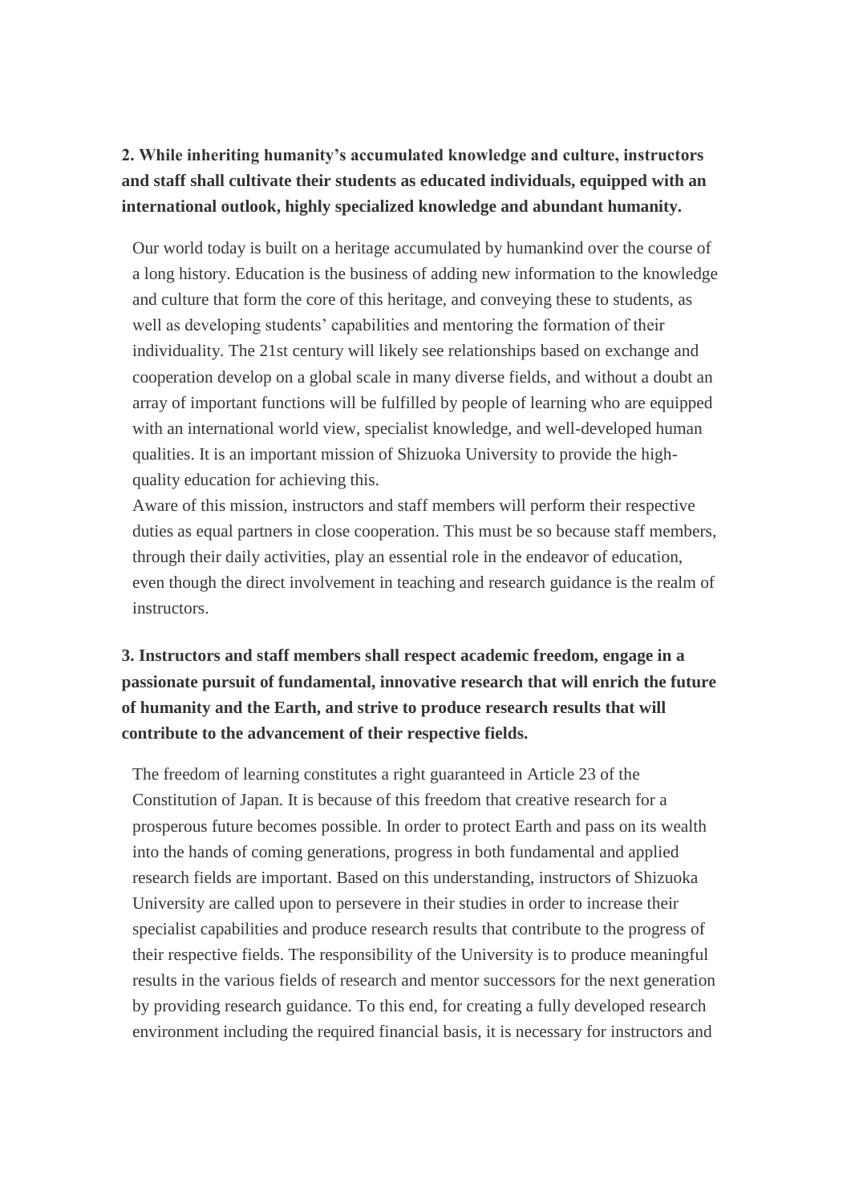**2. While inheriting humanity's accumulated knowledge and culture, instructors and staff shall cultivate their students as educated individuals, equipped with an international outlook, highly specialized knowledge and abundant humanity.**

Our world today is built on a heritage accumulated by humankind over the course of a long history. Education is the business of adding new information to the knowledge and culture that form the core of this heritage, and conveying these to students, as well as developing students' capabilities and mentoring the formation of their individuality. The 21st century will likely see relationships based on exchange and cooperation develop on a global scale in many diverse fields, and without a doubt an array of important functions will be fulfilled by people of learning who are equipped with an international world view, specialist knowledge, and well-developed human qualities. It is an important mission of Shizuoka University to provide the high-quality education for achieving this.

Aware of this mission, instructors and staff members will perform their respective duties as equal partners in close cooperation. This must be so because staff members, through their daily activities, play an essential role in the endeavor of education, even though the direct involvement in teaching and research guidance is the realm of instructors.

**3. Instructors and staff members shall respect academic freedom, engage in a passionate pursuit of fundamental, innovative research that will enrich the future of humanity and the Earth, and strive to produce research results that will contribute to the advancement of their respective fields.**

The freedom of learning constitutes a right guaranteed in Article 23 of the Constitution of Japan. It is because of this freedom that creative research for a prosperous future becomes possible. In order to protect Earth and pass on its wealth into the hands of coming generations, progress in both fundamental and applied research fields are important. Based on this understanding, instructors of Shizuoka University are called upon to persevere in their studies in order to increase their specialist capabilities and produce research results that contribute to the progress of their respective fields. The responsibility of the University is to produce meaningful results in the various fields of research and mentor successors for the next generation by providing research guidance. To this end, for creating a fully developed research environment including the required financial basis, it is necessary for instructors and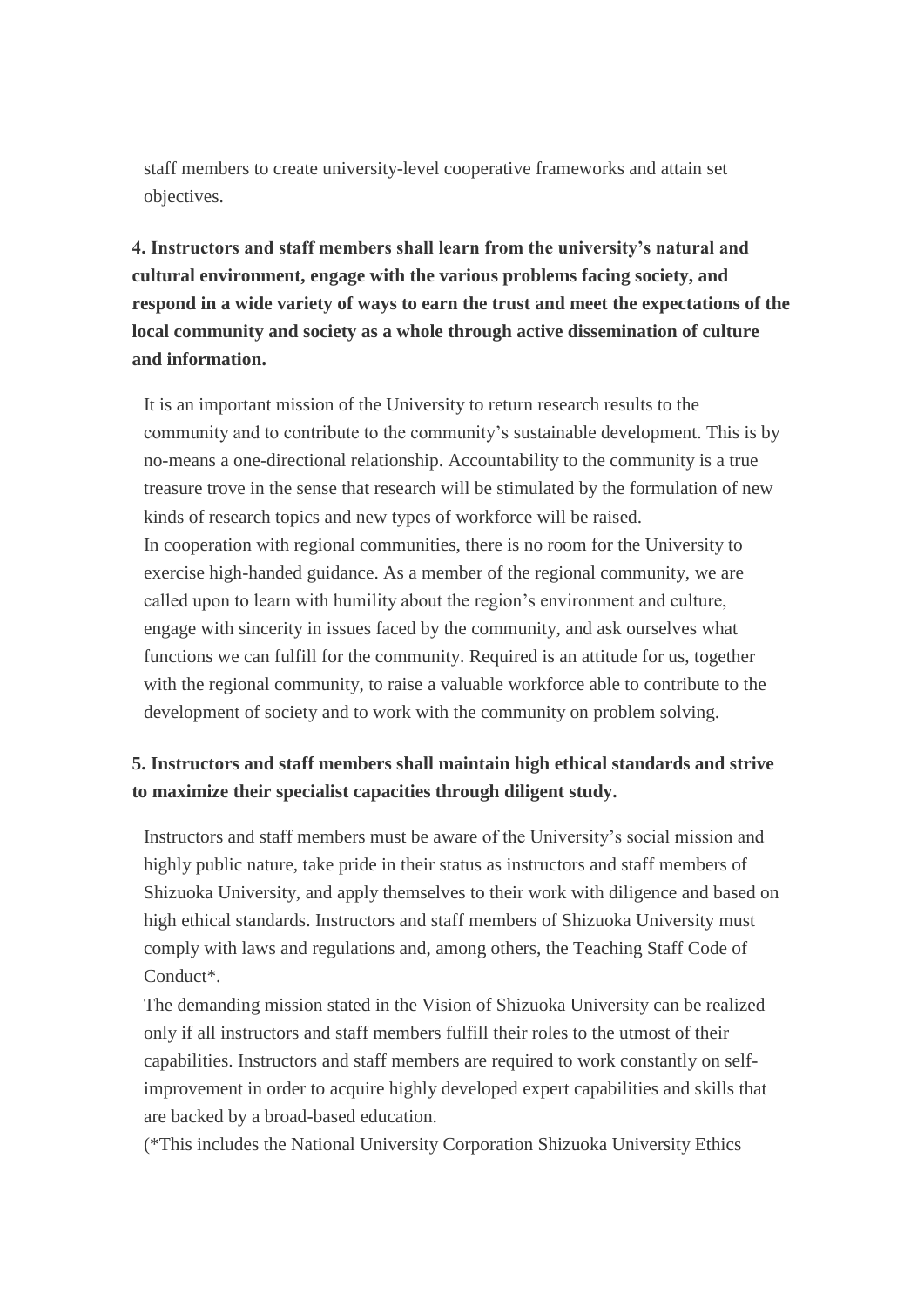staff members to create university-level cooperative frameworks and attain set objectives.

**4. Instructors and staff members shall learn from the university's natural and cultural environment, engage with the various problems facing society, and respond in a wide variety of ways to earn the trust and meet the expectations of the local community and society as a whole through active dissemination of culture and information.**

It is an important mission of the University to return research results to the community and to contribute to the community's sustainable development. This is by no-means a one-directional relationship. Accountability to the community is a true treasure trove in the sense that research will be stimulated by the formulation of new kinds of research topics and new types of workforce will be raised.
In cooperation with regional communities, there is no room for the University to exercise high-handed guidance. As a member of the regional community, we are called upon to learn with humility about the region's environment and culture, engage with sincerity in issues faced by the community, and ask ourselves what functions we can fulfill for the community. Required is an attitude for us, together with the regional community, to raise a valuable workforce able to contribute to the development of society and to work with the community on problem solving.

**5. Instructors and staff members shall maintain high ethical standards and strive to maximize their specialist capacities through diligent study.**

Instructors and staff members must be aware of the University's social mission and highly public nature, take pride in their status as instructors and staff members of Shizuoka University, and apply themselves to their work with diligence and based on high ethical standards. Instructors and staff members of Shizuoka University must comply with laws and regulations and, among others, the Teaching Staff Code of Conduct*.
The demanding mission stated in the Vision of Shizuoka University can be realized only if all instructors and staff members fulfill their roles to the utmost of their capabilities. Instructors and staff members are required to work constantly on self-improvement in order to acquire highly developed expert capabilities and skills that are backed by a broad-based education.
(*This includes the National University Corporation Shizuoka University Ethics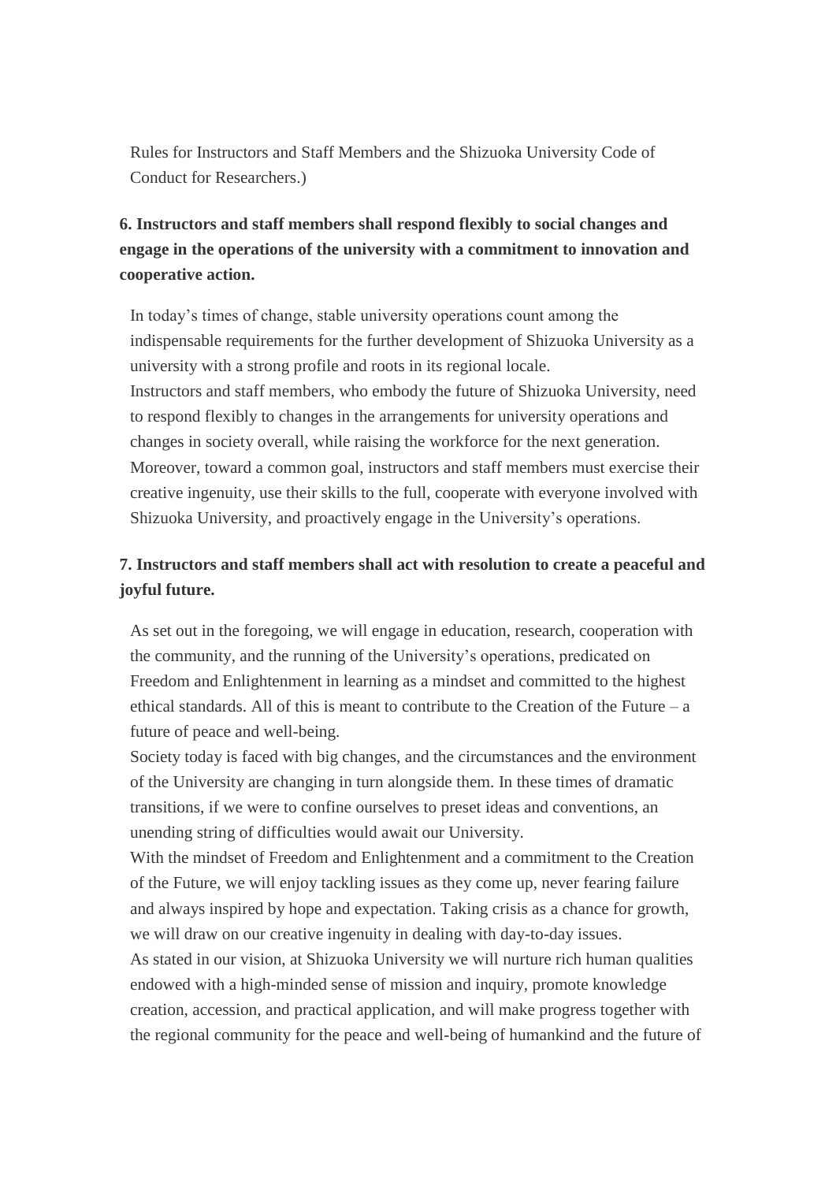Rules for Instructors and Staff Members and the Shizuoka University Code of Conduct for Researchers.)

**6. Instructors and staff members shall respond flexibly to social changes and engage in the operations of the university with a commitment to innovation and cooperative action.**

In today's times of change, stable university operations count among the indispensable requirements for the further development of Shizuoka University as a university with a strong profile and roots in its regional locale.
Instructors and staff members, who embody the future of Shizuoka University, need to respond flexibly to changes in the arrangements for university operations and changes in society overall, while raising the workforce for the next generation.
Moreover, toward a common goal, instructors and staff members must exercise their creative ingenuity, use their skills to the full, cooperate with everyone involved with Shizuoka University, and proactively engage in the University's operations.

**7. Instructors and staff members shall act with resolution to create a peaceful and joyful future.**

As set out in the foregoing, we will engage in education, research, cooperation with the community, and the running of the University's operations, predicated on Freedom and Enlightenment in learning as a mindset and committed to the highest ethical standards. All of this is meant to contribute to the Creation of the Future – a future of peace and well-being.
Society today is faced with big changes, and the circumstances and the environment of the University are changing in turn alongside them. In these times of dramatic transitions, if we were to confine ourselves to preset ideas and conventions, an unending string of difficulties would await our University.
With the mindset of Freedom and Enlightenment and a commitment to the Creation of the Future, we will enjoy tackling issues as they come up, never fearing failure and always inspired by hope and expectation. Taking crisis as a chance for growth, we will draw on our creative ingenuity in dealing with day-to-day issues.
As stated in our vision, at Shizuoka University we will nurture rich human qualities endowed with a high-minded sense of mission and inquiry, promote knowledge creation, accession, and practical application, and will make progress together with the regional community for the peace and well-being of humankind and the future of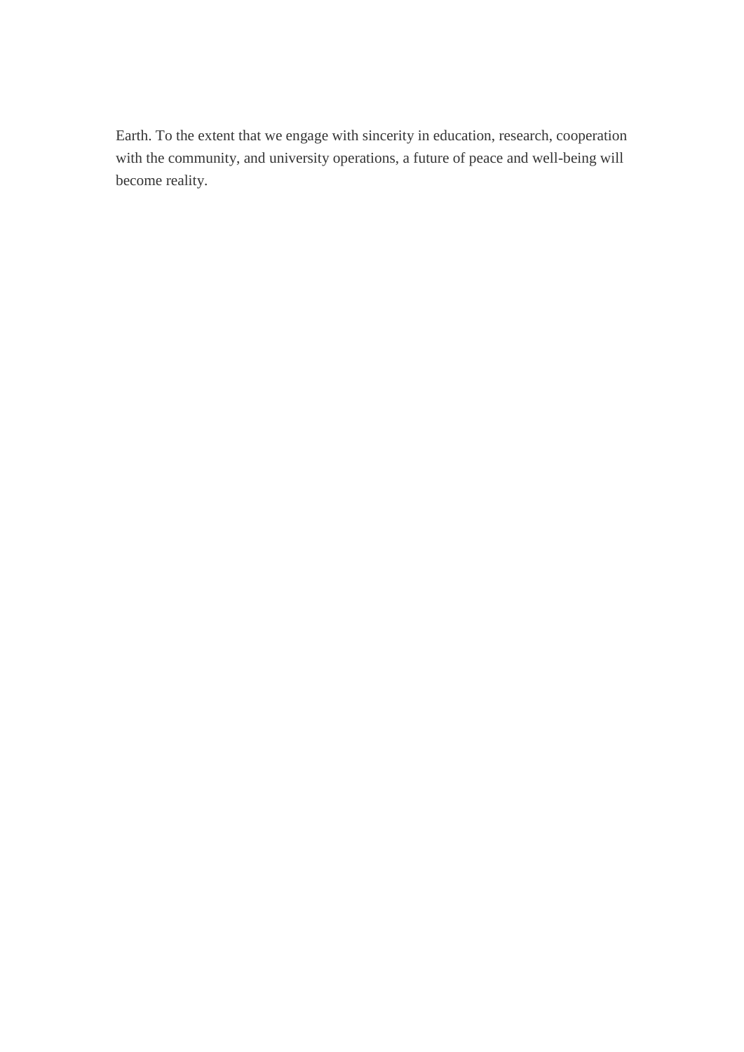Earth. To the extent that we engage with sincerity in education, research, cooperation with the community, and university operations, a future of peace and well-being will become reality.